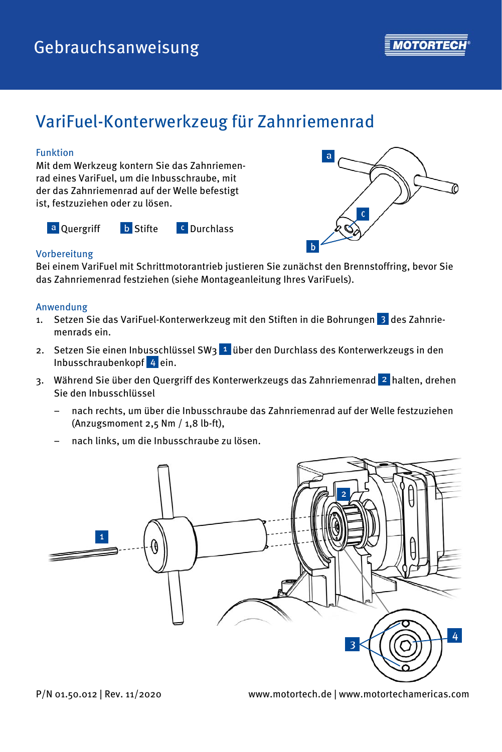# VariFuel-Konterwerkzeug für Zahnriemenrad

### Funktion

Mit dem Werkzeug kontern Sie das Zahnriemenrad eines VariFuel, um die Inbusschraube, mit der das Zahnriemenrad auf der Welle befestigt ist, festzuziehen oder zu lösen.

a Quergriff   b Stifte   c Durchlass

### Vorbereitung

Bei einem VariFuel mit Schrittmotorantrieb justieren Sie zunächst den Brennstoffring, bevor Sie das Zahnriemenrad festziehen (siehe Montageanleitung Ihres VariFuels).

### Anwendung

1. Setzen Sie das VariFuel-Konterwerkzeug mit den Stiften in die Bohrungen 3 des Zahnriemenrads ein.
2. Setzen Sie einen Inbusschlüssel SW3 1 über den Durchlass des Konterwerkzeugs in den Inbusschraubenkopf 4 ein.
3. Während Sie über den Quergriff des Konterwerkzeugs das Zahnriemenrad 2 halten, drehen Sie den Inbusschlüssel
   - nach rechts, um über die Inbusschraube das Zahnriemenrad auf der Welle festzuziehen (Anzugsmoment 2,5 Nm / 1,8 lb-ft),
   - nach links, um die Inbusschraube zu lösen.

P/N 01.50.012 | Rev. 11/2020

www.motortech.de | www.motortechamericas.com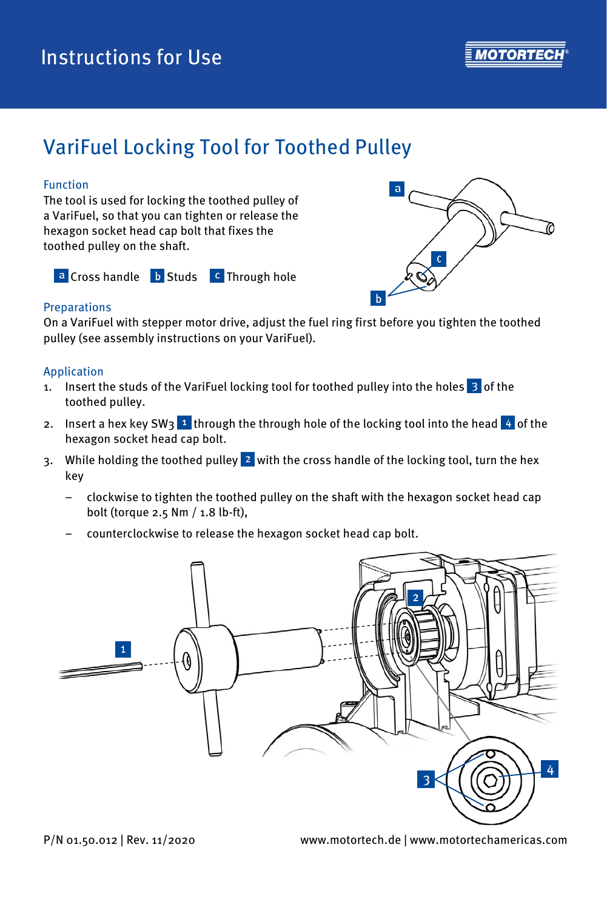# VariFuel Locking Tool for Toothed Pulley

## Function

The tool is used for locking the toothed pulley of a VariFuel, so that you can tighten or release the hexagon socket head cap bolt that fixes the toothed pulley on the shaft.

a Cross handle  b Studs  c Through hole

## Preparations

On a VariFuel with stepper motor drive, adjust the fuel ring first before you tighten the toothed pulley (see assembly instructions on your VariFuel).

## Application

1. Insert the studs of the VariFuel locking tool for toothed pulley into the holes 3 of the toothed pulley.
2. Insert a hex key SW3 1 through the through hole of the locking tool into the head 4 of the hexagon socket head cap bolt.
3. While holding the toothed pulley 2 with the cross handle of the locking tool, turn the hex key
   - clockwise to tighten the toothed pulley on the shaft with the hexagon socket head cap bolt (torque 2.5 Nm / 1.8 lb-ft),
   - counterclockwise to release the hexagon socket head cap bolt.

P/N 01.50.012 | Rev. 11/2020

www.motortech.de | www.motortechamericas.com